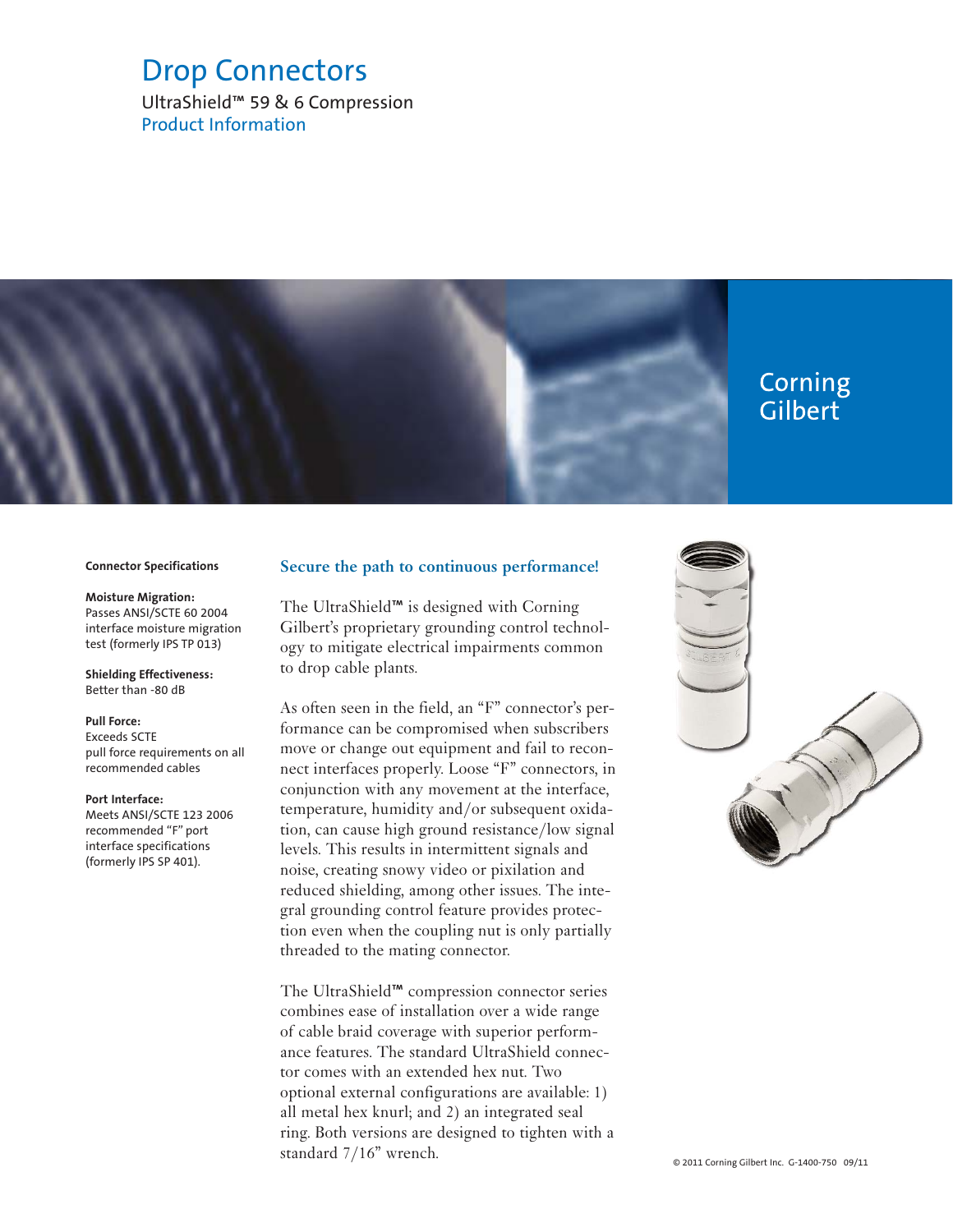# Drop Connectors

UltraShield™ 59 & 6 Compression

Product Information

Corning Gilbert

### Connector Specifications

**Moisture Migration:**
Passes ANSI/SCTE 60 2004 interface moisture migration test (formerly IPS TP 013)

**Shielding Effectiveness:**
Better than -80 dB

**Pull Force:**
Exceeds SCTE pull force requirements on all recommended cables

**Port Interface:**
Meets ANSI/SCTE 123 2006 recommended "F" port interface specifications (formerly IPS SP 401).

## Secure the path to continuous performance!

The UltraShield™ is designed with Corning Gilbert's proprietary grounding control technology to mitigate electrical impairments common to drop cable plants.

As often seen in the field, an "F" connector's performance can be compromised when subscribers move or change out equipment and fail to reconnect interfaces properly. Loose "F" connectors, in conjunction with any movement at the interface, temperature, humidity and/or subsequent oxidation, can cause high ground resistance/low signal levels. This results in intermittent signals and noise, creating snowy video or pixilation and reduced shielding, among other issues. The integral grounding control feature provides protection even when the coupling nut is only partially threaded to the mating connector.

The UltraShield™ compression connector series combines ease of installation over a wide range of cable braid coverage with superior performance features. The standard UltraShield connector comes with an extended hex nut. Two optional external configurations are available: 1) all metal hex knurl; and 2) an integrated seal ring. Both versions are designed to tighten with a standard 7/16" wrench.

© 2011 Corning Gilbert Inc. G-1400-750 09/11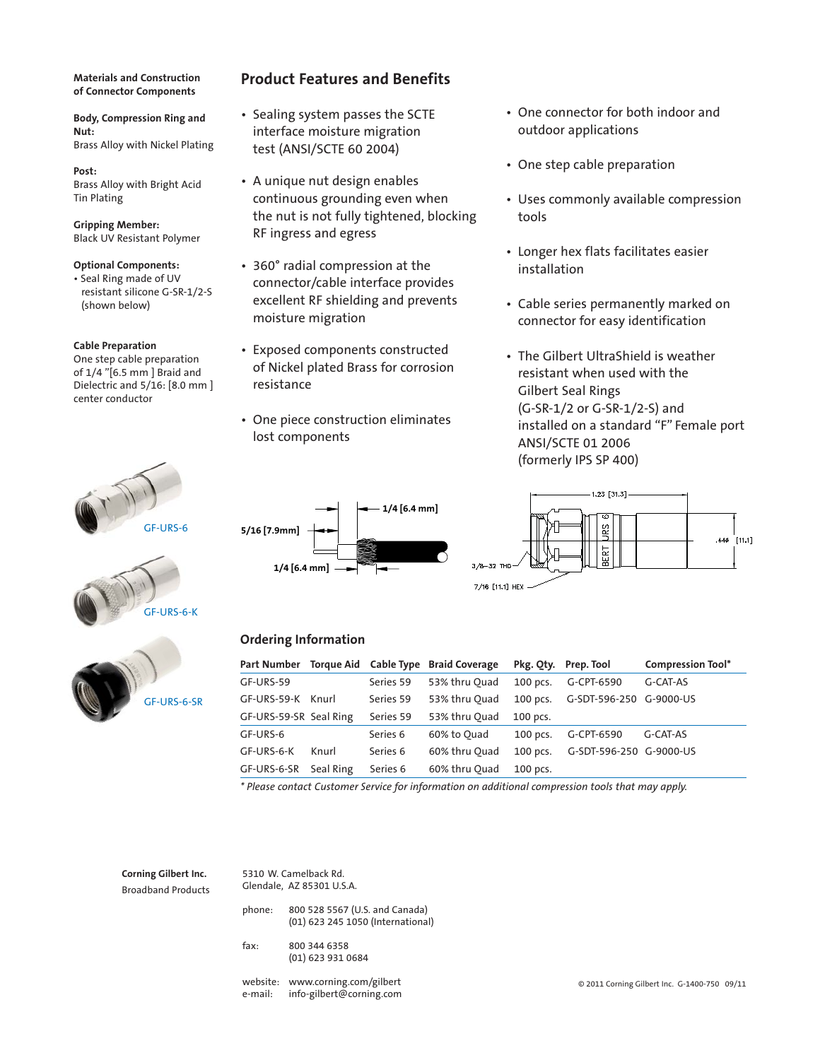**Materials and Construction of Connector Components**

**Body, Compression Ring and Nut:**
Brass Alloy with Nickel Plating

**Post:**
Brass Alloy with Bright Acid Tin Plating

**Gripping Member:**
Black UV Resistant Polymer

**Optional Components:**
- Seal Ring made of UV resistant silicone G-SR-1/2-S (shown below)

**Cable Preparation**
One step cable preparation of 1/4 "[6.5 mm ] Braid and Dielectric and 5/16: [8.0 mm ] center conductor

## Product Features and Benefits

- Sealing system passes the SCTE interface moisture migration test (ANSI/SCTE 60 2004)
- A unique nut design enables continuous grounding even when the nut is not fully tightened, blocking RF ingress and egress
- 360° radial compression at the connector/cable interface provides excellent RF shielding and prevents moisture migration
- Exposed components constructed of Nickel plated Brass for corrosion resistance
- One piece construction eliminates lost components
- One connector for both indoor and outdoor applications
- One step cable preparation
- Uses commonly available compression tools
- Longer hex flats facilitates easier installation
- Cable series permanently marked on connector for easy identification
- The Gilbert UltraShield is weather resistant when used with the Gilbert Seal Rings (G-SR-1/2 or G-SR-1/2-S) and installed on a standard "F" Female port ANSI/SCTE 01 2006 (formerly IPS SP 400)

GF-URS-6

GF-URS-6-K

GF-URS-6-SR

5/16 [7.9mm]
1/4 [6.4 mm]
1/4 [6.4 mm]

1.23 [31.3]
.444 [11.1]
3/8–32 THD
7/16 [11.1] HEX
BERT URS 6

### Ordering Information

| Part Number | Torque Aid | Cable Type | Braid Coverage | Pkg. Qty. | Prep. Tool | Compression Tool* |
|---|---|---|---|---|---|---|
| GF-URS-59 | | Series 59 | 53% thru Quad | 100 pcs. | G-CPT-6590 | G-CAT-AS |
| GF-URS-59-K | Knurl | Series 59 | 53% thru Quad | 100 pcs. | G-SDT-596-250 | G-9000-US |
| GF-URS-59-SR | Seal Ring | Series 59 | 53% thru Quad | 100 pcs. | | |
| GF-URS-6 | | Series 6 | 60% to Quad | 100 pcs. | G-CPT-6590 | G-CAT-AS |
| GF-URS-6-K | Knurl | Series 6 | 60% thru Quad | 100 pcs. | G-SDT-596-250 | G-9000-US |
| GF-URS-6-SR | Seal Ring | Series 6 | 60% thru Quad | 100 pcs. | | |

*\* Please contact Customer Service for information on additional compression tools that may apply.*

**Corning Gilbert Inc.**
Broadband Products

5310 W. Camelback Rd.
Glendale, AZ 85301 U.S.A.

phone: 800 528 5567 (U.S. and Canada)
(01) 623 245 1050 (International)

fax: 800 344 6358
(01) 623 931 0684

website: www.corning.com/gilbert
e-mail: info-gilbert@corning.com

© 2011 Corning Gilbert Inc. G-1400-750 09/11